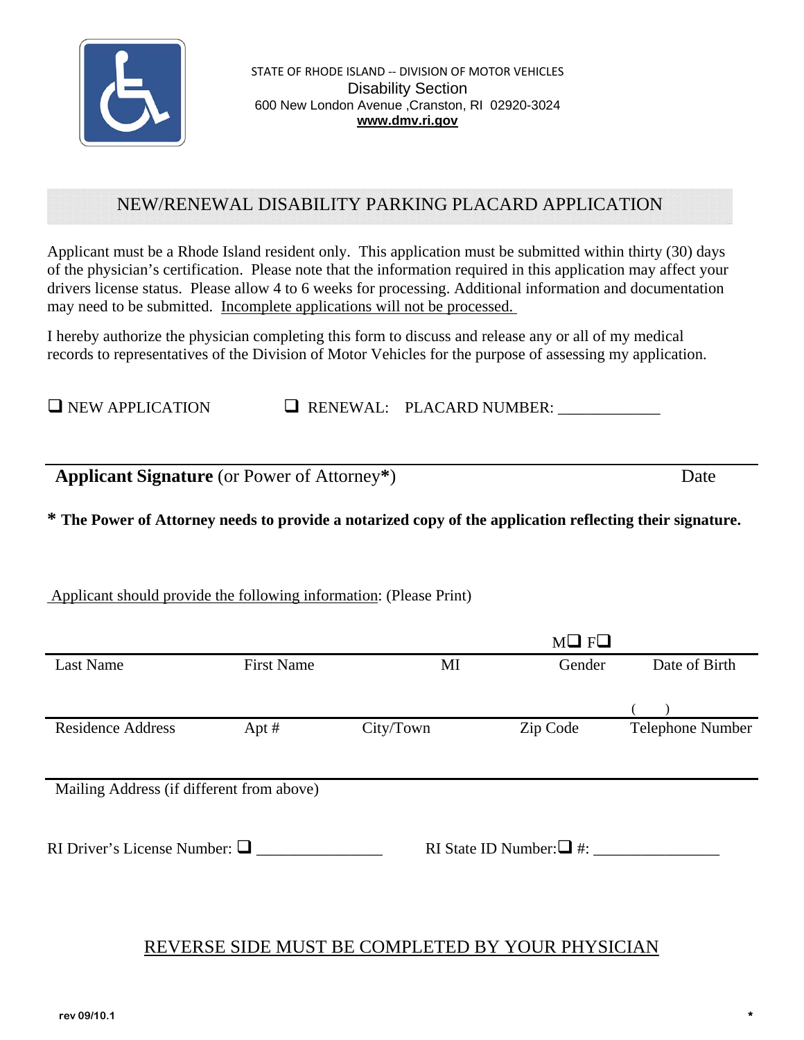STATE OF RHODE ISLAND -- DIVISION OF MOTOR VEHICLES
Disability Section
600 New London Avenue ,Cranston, RI 02920-3024
www.dmv.ri.gov

# NEW/RENEWAL DISABILITY PARKING PLACARD APPLICATION

Applicant must be a Rhode Island resident only. This application must be submitted within thirty (30) days of the physician's certification. Please note that the information required in this application may affect your drivers license status. Please allow 4 to 6 weeks for processing. Additional information and documentation may need to be submitted. Incomplete applications will not be processed.

I hereby authorize the physician completing this form to discuss and release any or all of my medical records to representatives of the Division of Motor Vehicles for the purpose of assessing my application.

❑ NEW APPLICATION ❑ RENEWAL: PLACARD NUMBER: _____________

---

**Applicant Signature** (or Power of Attorney**\***) Date

**\* The Power of Attorney needs to provide a notarized copy of the application reflecting their signature.**

Applicant should provide the following information: (Please Print)

| Last Name | First Name | MI | Gender (M❑ F❑) | Date of Birth |
|---|---|---|---|---|
| | | | | |

| Residence Address | Apt # | City/Town | Zip Code | Telephone Number ( ) |
|---|---|---|---|---|
| | | | | |

---

Mailing Address (if different from above)

RI Driver's License Number: ❑ ________________ RI State ID Number:❑ #: ________________

REVERSE SIDE MUST BE COMPLETED BY YOUR PHYSICIAN

rev 09/10.1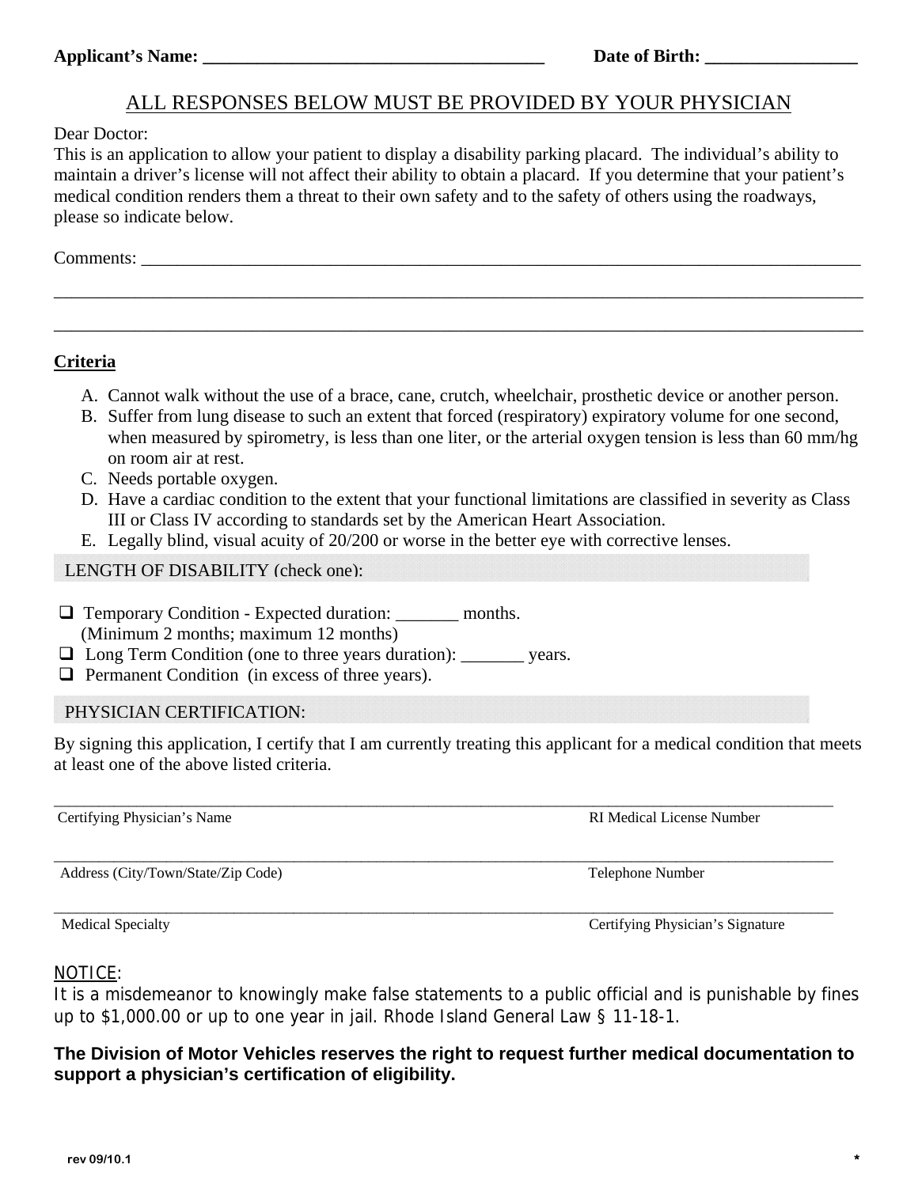**Applicant's Name: ______________________________________ Date of Birth: _________________**

ALL RESPONSES BELOW MUST BE PROVIDED BY YOUR PHYSICIAN

Dear Doctor:
This is an application to allow your patient to display a disability parking placard. The individual's ability to maintain a driver's license will not affect their ability to obtain a placard. If you determine that your patient's medical condition renders them a threat to their own safety and to the safety of others using the roadways, please so indicate below.

Comments: ________________________________________________________________________________

____________________________________________________________________________________________

____________________________________________________________________________________________

**Criteria**

A. Cannot walk without the use of a brace, cane, crutch, wheelchair, prosthetic device or another person.
B. Suffer from lung disease to such an extent that forced (respiratory) expiratory volume for one second, when measured by spirometry, is less than one liter, or the arterial oxygen tension is less than 60 mm/hg on room air at rest.
C. Needs portable oxygen.
D. Have a cardiac condition to the extent that your functional limitations are classified in severity as Class III or Class IV according to standards set by the American Heart Association.
E. Legally blind, visual acuity of 20/200 or worse in the better eye with corrective lenses.

LENGTH OF DISABILITY (check one):

- ☐ Temporary Condition - Expected duration: _______ months. (Minimum 2 months; maximum 12 months)
- ☐ Long Term Condition (one to three years duration): _______ years.
- ☐ Permanent Condition (in excess of three years).

PHYSICIAN CERTIFICATION:

By signing this application, I certify that I am currently treating this applicant for a medical condition that meets at least one of the above listed criteria.

____________________________________________________________________________________________
Certifying Physician's Name RI Medical License Number

____________________________________________________________________________________________
Address (City/Town/State/Zip Code) Telephone Number

____________________________________________________________________________________________
Medical Specialty Certifying Physician's Signature

NOTICE:
It is a misdemeanor to knowingly make false statements to a public official and is punishable by fines up to $1,000.00 or up to one year in jail. Rhode Island General Law § 11-18-1.

**The Division of Motor Vehicles reserves the right to request further medical documentation to support a physician's certification of eligibility.**

rev 09/10.1 *